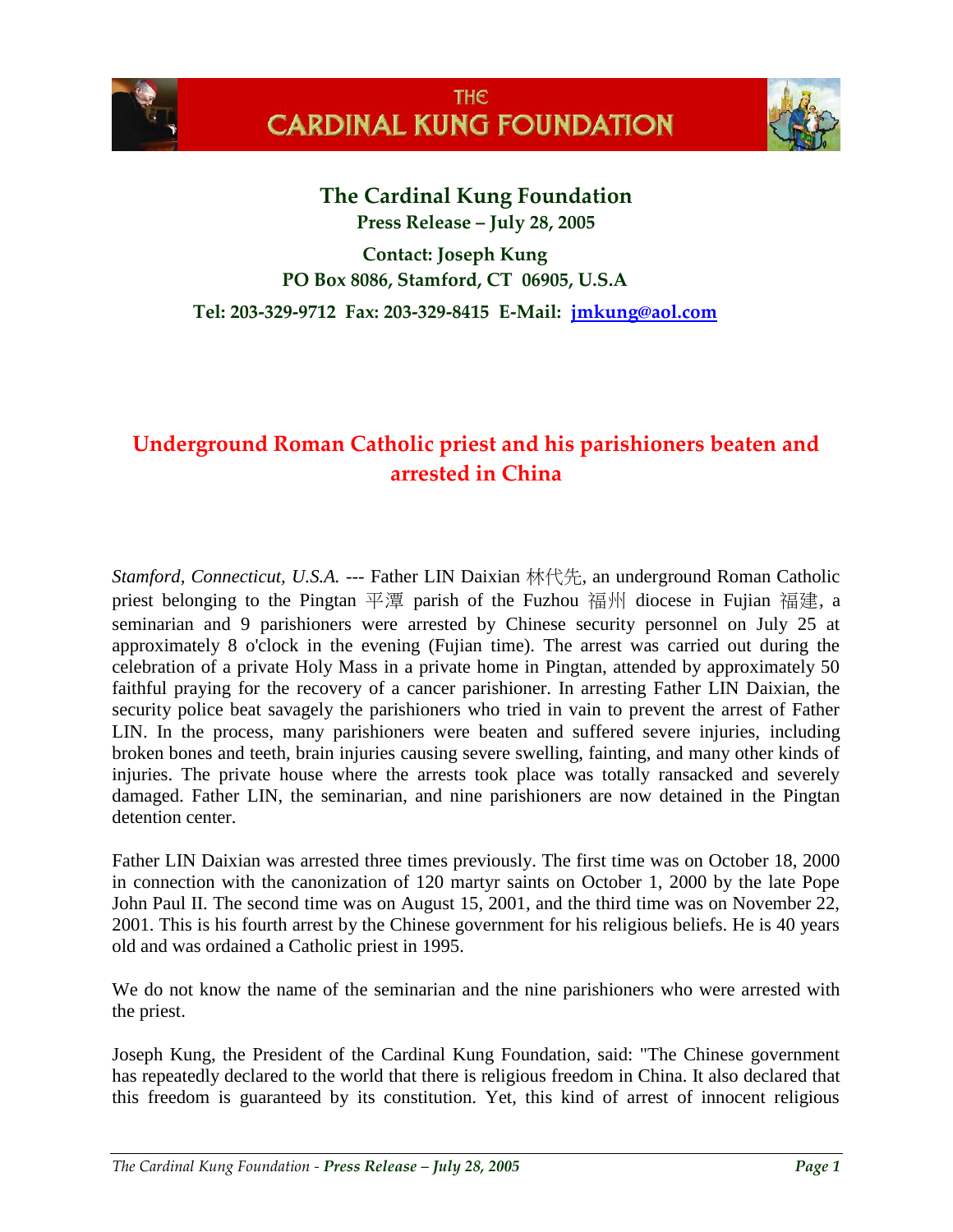# THE CARDINAL KUNG FOUNDATION

**The Cardinal Kung Foundation**
**Press Release – July 28, 2005**

**Contact: Joseph Kung**
**PO Box 8086, Stamford, CT 06905, U.S.A**
**Tel: 203-329-9712 Fax: 203-329-8415 E-Mail: jmkung@aol.com**

## Underground Roman Catholic priest and his parishioners beaten and arrested in China

*Stamford, Connecticut, U.S.A.* --- Father LIN Daixian 林代先, an underground Roman Catholic priest belonging to the Pingtan 平潭 parish of the Fuzhou 福州 diocese in Fujian 福建, a seminarian and 9 parishioners were arrested by Chinese security personnel on July 25 at approximately 8 o'clock in the evening (Fujian time). The arrest was carried out during the celebration of a private Holy Mass in a private home in Pingtan, attended by approximately 50 faithful praying for the recovery of a cancer parishioner. In arresting Father LIN Daixian, the security police beat savagely the parishioners who tried in vain to prevent the arrest of Father LIN. In the process, many parishioners were beaten and suffered severe injuries, including broken bones and teeth, brain injuries causing severe swelling, fainting, and many other kinds of injuries. The private house where the arrests took place was totally ransacked and severely damaged. Father LIN, the seminarian, and nine parishioners are now detained in the Pingtan detention center.

Father LIN Daixian was arrested three times previously. The first time was on October 18, 2000 in connection with the canonization of 120 martyr saints on October 1, 2000 by the late Pope John Paul II. The second time was on August 15, 2001, and the third time was on November 22, 2001. This is his fourth arrest by the Chinese government for his religious beliefs. He is 40 years old and was ordained a Catholic priest in 1995.

We do not know the name of the seminarian and the nine parishioners who were arrested with the priest.

Joseph Kung, the President of the Cardinal Kung Foundation, said: "The Chinese government has repeatedly declared to the world that there is religious freedom in China. It also declared that this freedom is guaranteed by its constitution. Yet, this kind of arrest of innocent religious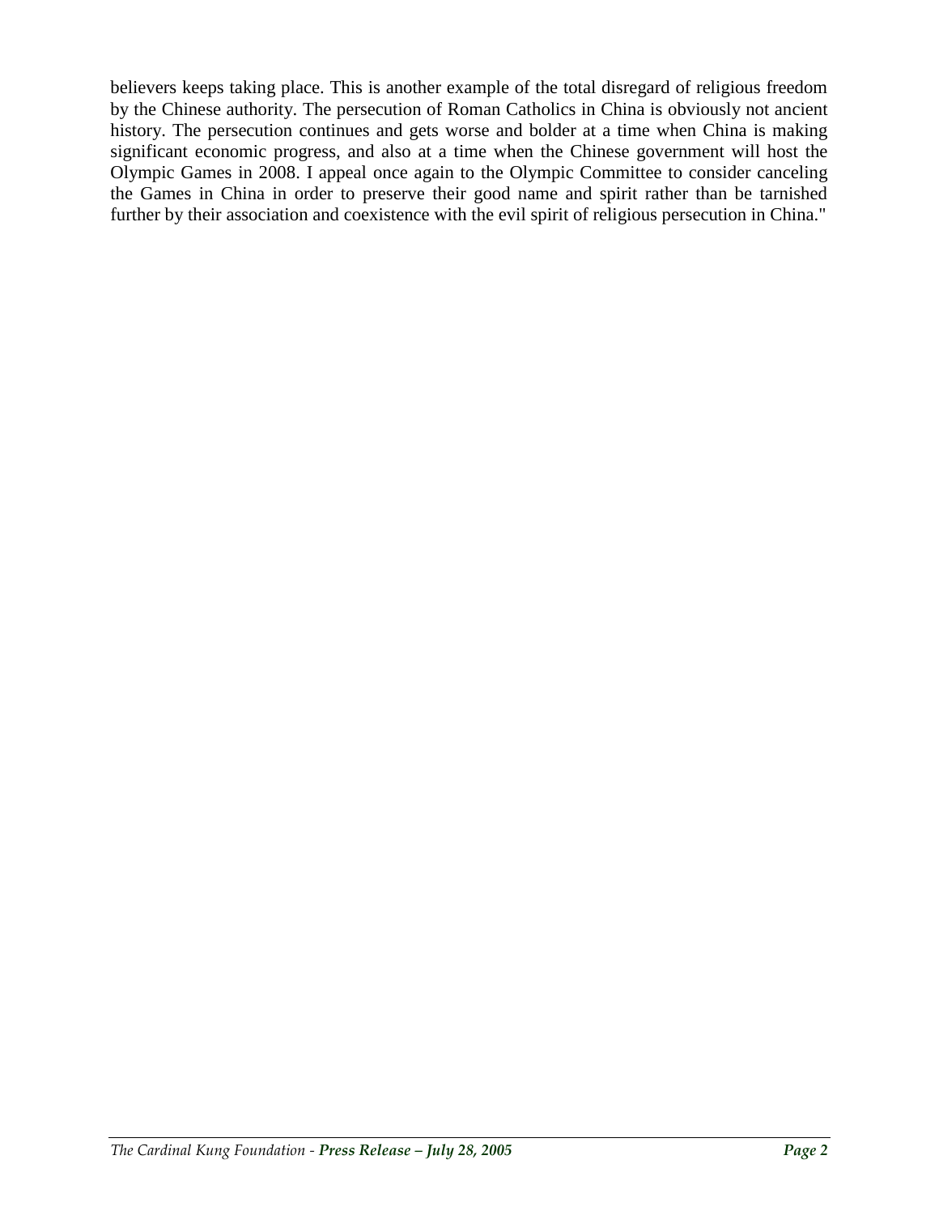believers keeps taking place. This is another example of the total disregard of religious freedom by the Chinese authority. The persecution of Roman Catholics in China is obviously not ancient history. The persecution continues and gets worse and bolder at a time when China is making significant economic progress, and also at a time when the Chinese government will host the Olympic Games in 2008. I appeal once again to the Olympic Committee to consider canceling the Games in China in order to preserve their good name and spirit rather than be tarnished further by their association and coexistence with the evil spirit of religious persecution in China."